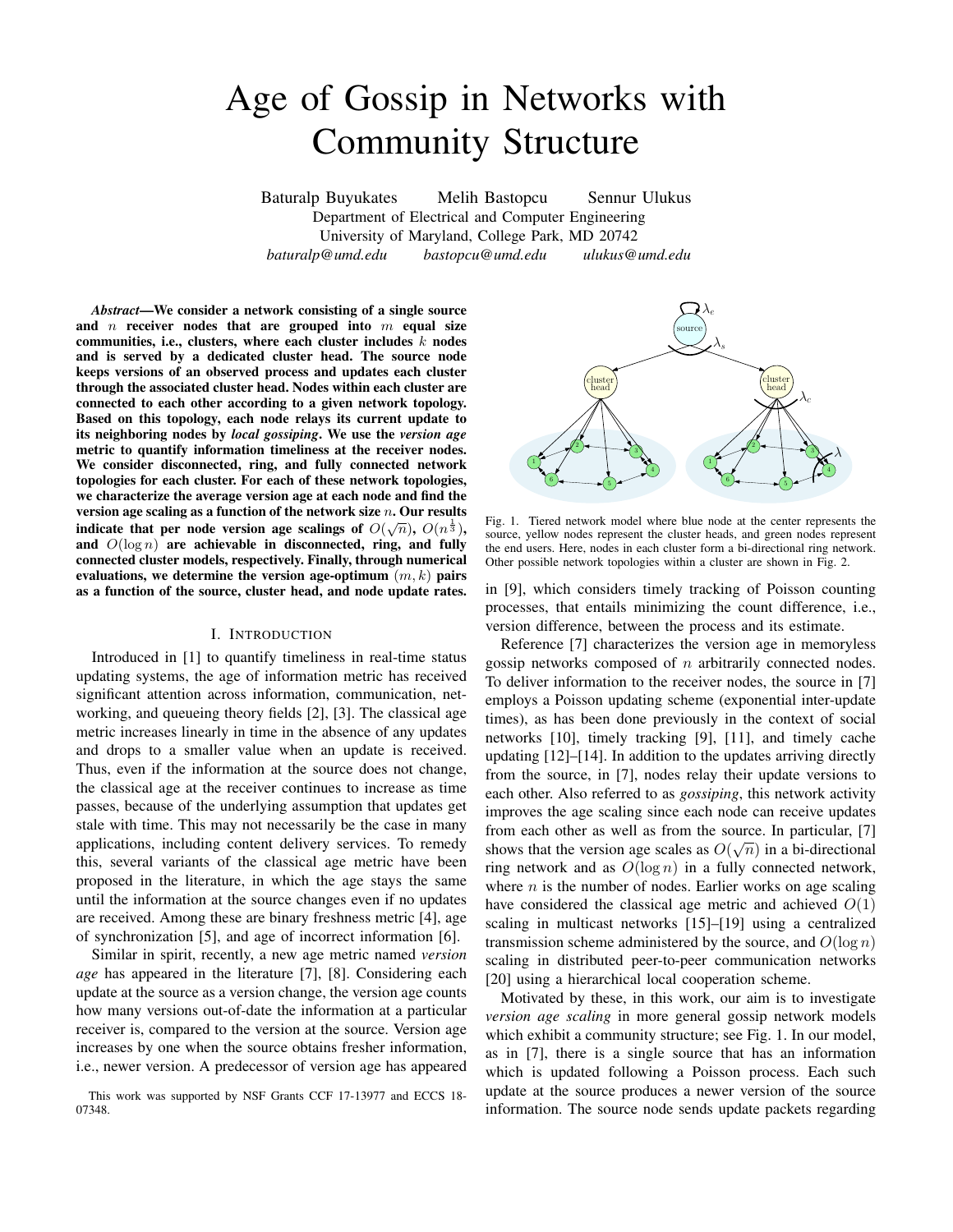# Age of Gossip in Networks with Community Structure

Baturalp Buyukates  Melih Bastopcu  Sennur Ulukus

Department of Electrical and Computer Engineering
University of Maryland, College Park, MD 20742
*baturalp@umd.edu*  *bastopcu@umd.edu*  *ulukus@umd.edu*

***Abstract*—We consider a network consisting of a single source and $n$ receiver nodes that are grouped into $m$ equal size communities, i.e., clusters, where each cluster includes $k$ nodes and is served by a dedicated cluster head. The source node keeps versions of an observed process and updates each cluster through the associated cluster head. Nodes within each cluster are connected to each other according to a given network topology. Based on this topology, each node relays its current update to its neighboring nodes by *local gossiping*. We use the *version age* metric to quantify information timeliness at the receiver nodes. We consider disconnected, ring, and fully connected network topologies for each cluster. For each of these network topologies, we characterize the average version age at each node and find the version age scaling as a function of the network size $n$. Our results indicate that per node version age scalings of $O(\sqrt{n})$, $O(n^{\frac{1}{3}})$, and $O(\log n)$ are achievable in disconnected, ring, and fully connected cluster models, respectively. Finally, through numerical evaluations, we determine the version age-optimum $(m, k)$ pairs as a function of the source, cluster head, and node update rates.**

Fig. 1. Tiered network model where blue node at the center represents the source, yellow nodes represent the cluster heads, and green nodes represent the end users. Here, nodes in each cluster form a bi-directional ring network. Other possible network topologies within a cluster are shown in Fig. 2.

## I. Introduction

Introduced in [1] to quantify timeliness in real-time status updating systems, the age of information metric has received significant attention across information, communication, networking, and queueing theory fields [2], [3]. The classical age metric increases linearly in time in the absence of any updates and drops to a smaller value when an update is received. Thus, even if the information at the source does not change, the classical age at the receiver continues to increase as time passes, because of the underlying assumption that updates get stale with time. This may not necessarily be the case in many applications, including content delivery services. To remedy this, several variants of the classical age metric have been proposed in the literature, in which the age stays the same until the information at the source changes even if no updates are received. Among these are binary freshness metric [4], age of synchronization [5], and age of incorrect information [6].

Similar in spirit, recently, a new age metric named *version age* has appeared in the literature [7], [8]. Considering each update at the source as a version change, the version age counts how many versions out-of-date the information at a particular receiver is, compared to the version at the source. Version age increases by one when the source obtains fresher information, i.e., newer version. A predecessor of version age has appeared in [9], which considers timely tracking of Poisson counting processes, that entails minimizing the count difference, i.e., version difference, between the process and its estimate.

Reference [7] characterizes the version age in memoryless gossip networks composed of $n$ arbitrarily connected nodes. To deliver information to the receiver nodes, the source in [7] employs a Poisson updating scheme (exponential inter-update times), as has been done previously in the context of social networks [10], timely tracking [9], [11], and timely cache updating [12]–[14]. In addition to the updates arriving directly from the source, in [7], nodes relay their update versions to each other. Also referred to as *gossiping*, this network activity improves the age scaling since each node can receive updates from each other as well as from the source. In particular, [7] shows that the version age scales as $O(\sqrt{n})$ in a bi-directional ring network and as $O(\log n)$ in a fully connected network, where $n$ is the number of nodes. Earlier works on age scaling have considered the classical age metric and achieved $O(1)$ scaling in multicast networks [15]–[19] using a centralized transmission scheme administered by the source, and $O(\log n)$ scaling in distributed peer-to-peer communication networks [20] using a hierarchical local cooperation scheme.

Motivated by these, in this work, our aim is to investigate *version age scaling* in more general gossip network models which exhibit a community structure; see Fig. 1. In our model, as in [7], there is a single source that has an information which is updated following a Poisson process. Each such update at the source produces a newer version of the source information. The source node sends update packets regarding

This work was supported by NSF Grants CCF 17-13977 and ECCS 18-07348.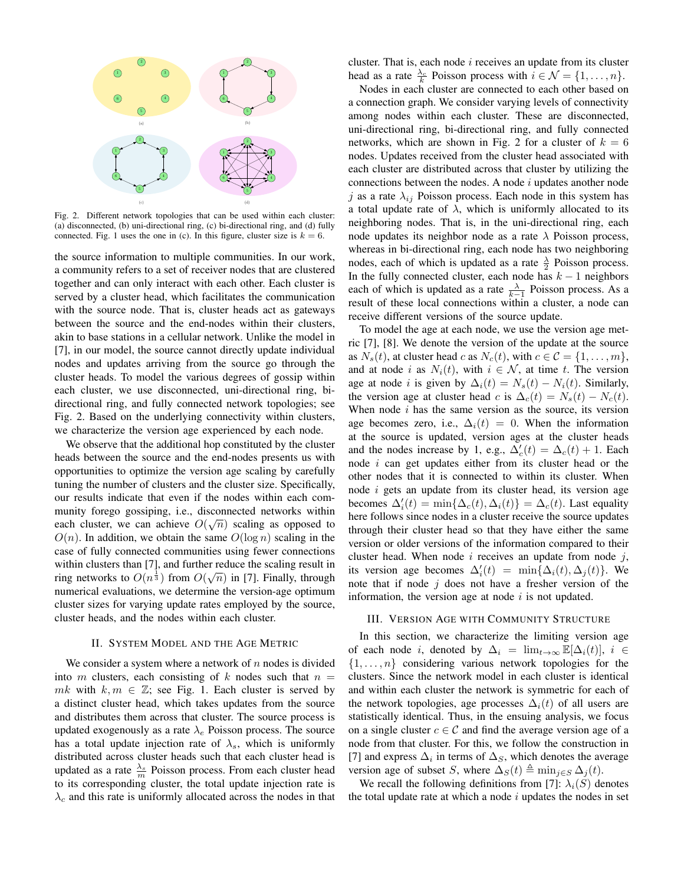Fig. 2. Different network topologies that can be used within each cluster: (a) disconnected, (b) uni-directional ring, (c) bi-directional ring, and (d) fully connected. Fig. 1 uses the one in (c). In this figure, cluster size is $k = 6$.

the source information to multiple communities. In our work, a community refers to a set of receiver nodes that are clustered together and can only interact with each other. Each cluster is served by a cluster head, which facilitates the communication with the source node. That is, cluster heads act as gateways between the source and the end-nodes within their clusters, akin to base stations in a cellular network. Unlike the model in [7], in our model, the source cannot directly update individual nodes and updates arriving from the source go through the cluster heads. To model the various degrees of gossip within each cluster, we use disconnected, uni-directional ring, bi-directional ring, and fully connected network topologies; see Fig. 2. Based on the underlying connectivity within clusters, we characterize the version age experienced by each node.

We observe that the additional hop constituted by the cluster heads between the source and the end-nodes presents us with opportunities to optimize the version age scaling by carefully tuning the number of clusters and the cluster size. Specifically, our results indicate that even if the nodes within each community forego gossiping, i.e., disconnected networks within each cluster, we can achieve $O(\sqrt{n})$ scaling as opposed to $O(n)$. In addition, we obtain the same $O(\log n)$ scaling in the case of fully connected communities using fewer connections within clusters than [7], and further reduce the scaling result in ring networks to $O(n^{\frac{1}{3}})$ from $O(\sqrt{n})$ in [7]. Finally, through numerical evaluations, we determine the version-age optimum cluster sizes for varying update rates employed by the source, cluster heads, and the nodes within each cluster.

## II. System Model and the Age Metric

We consider a system where a network of $n$ nodes is divided into $m$ clusters, each consisting of $k$ nodes such that $n = mk$ with $k, m \in \mathbb{Z}$; see Fig. 1. Each cluster is served by a distinct cluster head, which takes updates from the source and distributes them across that cluster. The source process is updated exogenously as a rate $\lambda_e$ Poisson process. The source has a total update injection rate of $\lambda_s$, which is uniformly distributed across cluster heads such that each cluster head is updated as a rate $\frac{\lambda_s}{m}$ Poisson process. From each cluster head to its corresponding cluster, the total update injection rate is $\lambda_c$ and this rate is uniformly allocated across the nodes in that cluster. That is, each node $i$ receives an update from its cluster head as a rate $\frac{\lambda_c}{k}$ Poisson process with $i \in \mathcal{N} = \{1, \ldots, n\}$.

Nodes in each cluster are connected to each other based on a connection graph. We consider varying levels of connectivity among nodes within each cluster. These are disconnected, uni-directional ring, bi-directional ring, and fully connected networks, which are shown in Fig. 2 for a cluster of $k = 6$ nodes. Updates received from the cluster head associated with each cluster are distributed across that cluster by utilizing the connections between the nodes. A node $i$ updates another node $j$ as a rate $\lambda_{ij}$ Poisson process. Each node in this system has a total update rate of $\lambda$, which is uniformly allocated to its neighboring nodes. That is, in the uni-directional ring, each node updates its neighbor node as a rate $\lambda$ Poisson process, whereas in bi-directional ring, each node has two neighboring nodes, each of which is updated as a rate $\frac{\lambda}{2}$ Poisson process. In the fully connected cluster, each node has $k-1$ neighbors each of which is updated as a rate $\frac{\lambda}{k-1}$ Poisson process. As a result of these local connections within a cluster, a node can receive different versions of the source update.

To model the age at each node, we use the version age metric [7], [8]. We denote the version of the update at the source as $N_s(t)$, at cluster head $c$ as $N_c(t)$, with $c \in \mathcal{C} = \{1, \ldots, m\}$, and at node $i$ as $N_i(t)$, with $i \in \mathcal{N}$, at time $t$. The version age at node $i$ is given by $\Delta_i(t) = N_s(t) - N_i(t)$. Similarly, the version age at cluster head $c$ is $\Delta_c(t) = N_s(t) - N_c(t)$. When node $i$ has the same version as the source, its version age becomes zero, i.e., $\Delta_i(t) = 0$. When the information at the source is updated, version ages at the cluster heads and the nodes increase by 1, e.g., $\Delta_c'(t) = \Delta_c(t) + 1$. Each node $i$ can get updates either from its cluster head or the other nodes that it is connected to within its cluster. When node $i$ gets an update from its cluster head, its version age becomes $\Delta_i'(t) = \min\{\Delta_c(t), \Delta_i(t)\} = \Delta_c(t)$. Last equality here follows since nodes in a cluster receive the source updates through their cluster head so that they have either the same version or older versions of the information compared to their cluster head. When node $i$ receives an update from node $j$, its version age becomes $\Delta_i'(t) = \min\{\Delta_i(t), \Delta_j(t)\}$. We note that if node $j$ does not have a fresher version of the information, the version age at node $i$ is not updated.

## III. Version Age with Community Structure

In this section, we characterize the limiting version age of each node $i$, denoted by $\Delta_i = \lim_{t\to\infty} \mathbb{E}[\Delta_i(t)]$, $i \in \{1, \ldots, n\}$ considering various network topologies for the clusters. Since the network model in each cluster is identical and within each cluster the network is symmetric for each of the network topologies, age processes $\Delta_i(t)$ of all users are statistically identical. Thus, in the ensuing analysis, we focus on a single cluster $c \in \mathcal{C}$ and find the average version age of a node from that cluster. For this, we follow the construction in [7] and express $\Delta_i$ in terms of $\Delta_S$, which denotes the average version age of subset $S$, where $\Delta_S(t) \triangleq \min_{j\in S} \Delta_j(t)$.

We recall the following definitions from [7]: $\lambda_i(S)$ denotes the total update rate at which a node $i$ updates the nodes in set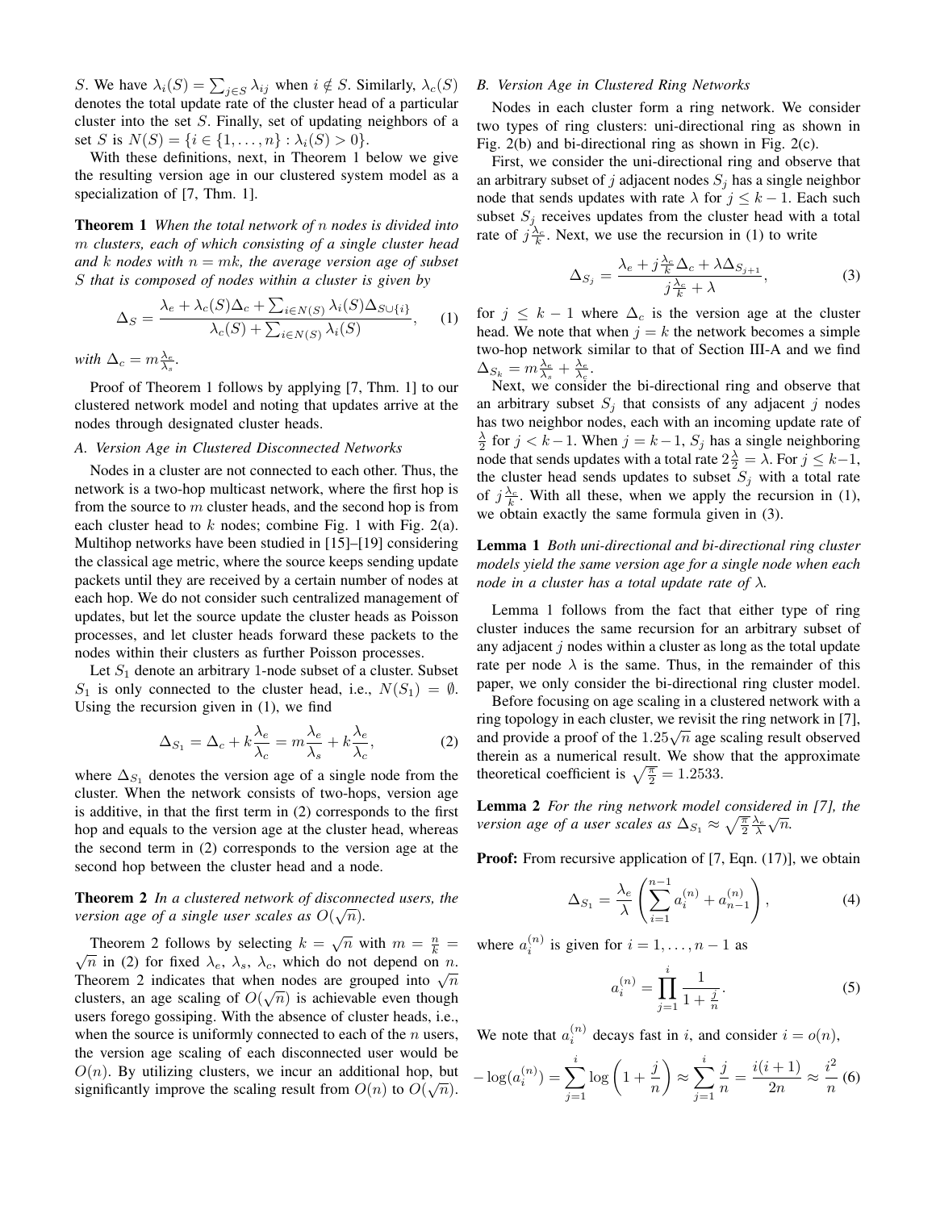$S$. We have $\lambda_i(S) = \sum_{j\in S} \lambda_{ij}$ when $i \notin S$. Similarly, $\lambda_c(S)$ denotes the total update rate of the cluster head of a particular cluster into the set $S$. Finally, set of updating neighbors of a set $S$ is $N(S) = \{i \in \{1, \dots, n\} : \lambda_i(S) > 0\}$.

With these definitions, next, in Theorem 1 below we give the resulting version age in our clustered system model as a specialization of [7, Thm. 1].

**Theorem 1** *When the total network of $n$ nodes is divided into $m$ clusters, each of which consisting of a single cluster head and $k$ nodes with $n = mk$, the average version age of subset $S$ that is composed of nodes within a cluster is given by*

$$\Delta_S = \frac{\lambda_e + \lambda_c(S)\Delta_c + \sum_{i\in N(S)} \lambda_i(S)\Delta_{S\cup\{i\}}}{\lambda_c(S) + \sum_{i\in N(S)} \lambda_i(S)}, \quad (1)$$

*with $\Delta_c = m\frac{\lambda_e}{\lambda_s}$.*

Proof of Theorem 1 follows by applying [7, Thm. 1] to our clustered network model and noting that updates arrive at the nodes through designated cluster heads.

### A. Version Age in Clustered Disconnected Networks

Nodes in a cluster are not connected to each other. Thus, the network is a two-hop multicast network, where the first hop is from the source to $m$ cluster heads, and the second hop is from each cluster head to $k$ nodes; combine Fig. 1 with Fig. 2(a). Multihop networks have been studied in [15]–[19] considering the classical age metric, where the source keeps sending update packets until they are received by a certain number of nodes at each hop. We do not consider such centralized management of updates, but let the source update the cluster heads as Poisson processes, and let cluster heads forward these packets to the nodes within their clusters as further Poisson processes.

Let $S_1$ denote an arbitrary 1-node subset of a cluster. Subset $S_1$ is only connected to the cluster head, i.e., $N(S_1) = \emptyset$. Using the recursion given in (1), we find

$$\Delta_{S_1} = \Delta_c + k\frac{\lambda_e}{\lambda_c} = m\frac{\lambda_e}{\lambda_s} + k\frac{\lambda_e}{\lambda_c}, \quad (2)$$

where $\Delta_{S_1}$ denotes the version age of a single node from the cluster. When the network consists of two-hops, version age is additive, in that the first term in (2) corresponds to the first hop and equals to the version age at the cluster head, whereas the second term in (2) corresponds to the version age at the second hop between the cluster head and a node.

**Theorem 2** *In a clustered network of disconnected users, the version age of a single user scales as $O(\sqrt{n})$.*

Theorem 2 follows by selecting $k = \sqrt{n}$ with $m = \frac{n}{k} = \sqrt{n}$ in (2) for fixed $\lambda_e$, $\lambda_s$, $\lambda_c$, which do not depend on $n$. Theorem 2 indicates that when nodes are grouped into $\sqrt{n}$ clusters, an age scaling of $O(\sqrt{n})$ is achievable even though users forego gossiping. With the absence of cluster heads, i.e., when the source is uniformly connected to each of the $n$ users, the version age scaling of each disconnected user would be $O(n)$. By utilizing clusters, we incur an additional hop, but significantly improve the scaling result from $O(n)$ to $O(\sqrt{n})$.

### B. Version Age in Clustered Ring Networks

Nodes in each cluster form a ring network. We consider two types of ring clusters: uni-directional ring as shown in Fig. 2(b) and bi-directional ring as shown in Fig. 2(c).

First, we consider the uni-directional ring and observe that an arbitrary subset of $j$ adjacent nodes $S_j$ has a single neighbor node that sends updates with rate $\lambda$ for $j \leq k-1$. Each such subset $S_j$ receives updates from the cluster head with a total rate of $j\frac{\lambda_c}{k}$. Next, we use the recursion in (1) to write

$$\Delta_{S_j} = \frac{\lambda_e + j\frac{\lambda_c}{k}\Delta_c + \lambda\Delta_{S_{j+1}}}{j\frac{\lambda_c}{k} + \lambda}, \quad (3)$$

for $j \leq k-1$ where $\Delta_c$ is the version age at the cluster head. We note that when $j = k$ the network becomes a simple two-hop network similar to that of Section III-A and we find $\Delta_{S_k} = m\frac{\lambda_e}{\lambda_s} + \frac{\lambda_e}{\lambda_c}$.

Next, we consider the bi-directional ring and observe that an arbitrary subset $S_j$ that consists of any adjacent $j$ nodes has two neighbor nodes, each with an incoming update rate of $\frac{\lambda}{2}$ for $j < k-1$. When $j = k-1$, $S_j$ has a single neighboring node that sends updates with a total rate $2\frac{\lambda}{2} = \lambda$. For $j \leq k-1$, the cluster head sends updates to subset $S_j$ with a total rate of $j\frac{\lambda_c}{k}$. With all these, when we apply the recursion in (1), we obtain exactly the same formula given in (3).

**Lemma 1** *Both uni-directional and bi-directional ring cluster models yield the same version age for a single node when each node in a cluster has a total update rate of $\lambda$.*

Lemma 1 follows from the fact that either type of ring cluster induces the same recursion for an arbitrary subset of any adjacent $j$ nodes within a cluster as long as the total update rate per node $\lambda$ is the same. Thus, in the remainder of this paper, we only consider the bi-directional ring cluster model.

Before focusing on age scaling in a clustered network with a ring topology in each cluster, we revisit the ring network in [7], and provide a proof of the $1.25\sqrt{n}$ age scaling result observed therein as a numerical result. We show that the approximate theoretical coefficient is $\sqrt{\frac{\pi}{2}} = 1.2533$.

**Lemma 2** *For the ring network model considered in [7], the version age of a user scales as $\Delta_{S_1} \approx \sqrt{\frac{\pi}{2}}\frac{\lambda_e}{\lambda}\sqrt{n}$.*

**Proof:** From recursive application of [7, Eqn. (17)], we obtain

$$\Delta_{S_1} = \frac{\lambda_e}{\lambda}\left(\sum_{i=1}^{n-1} a_i^{(n)} + a_{n-1}^{(n)}\right), \quad (4)$$

where $a_i^{(n)}$ is given for $i = 1, \dots, n-1$ as

$$a_i^{(n)} = \prod_{j=1}^{i} \frac{1}{1+\frac{j}{n}}. \quad (5)$$

We note that $a_i^{(n)}$ decays fast in $i$, and consider $i = o(n)$,

$$-\log(a_i^{(n)}) = \sum_{j=1}^{i} \log\left(1+\frac{j}{n}\right) \approx \sum_{j=1}^{i} \frac{j}{n} = \frac{i(i+1)}{2n} \approx \frac{i^2}{n} \quad (6)$$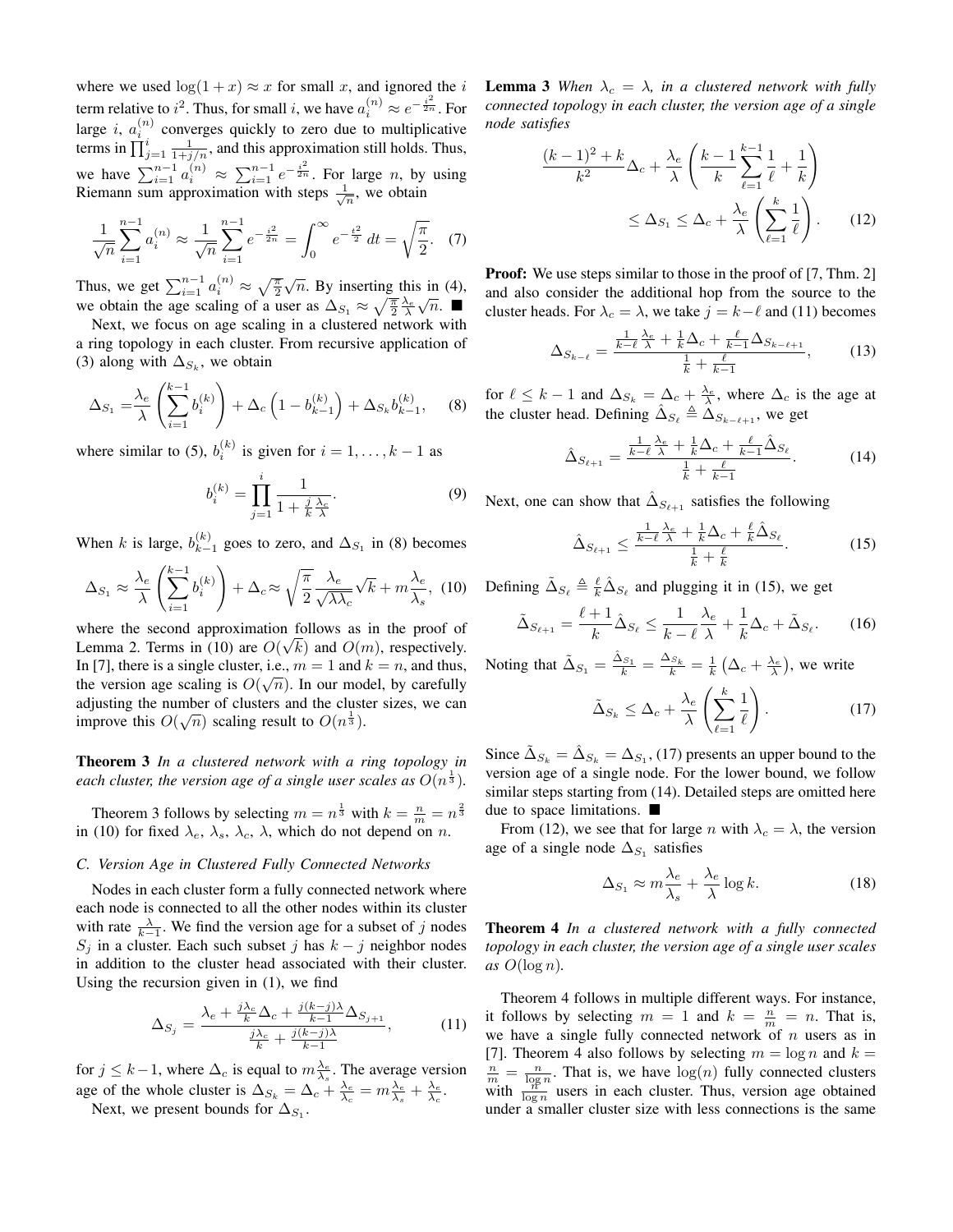where we used $\log(1+x) \approx x$ for small $x$, and ignored the $i$ term relative to $i^2$. Thus, for small $i$, we have $a_i^{(n)} \approx e^{-\frac{i^2}{2n}}$. For large $i$, $a_i^{(n)}$ converges quickly to zero due to multiplicative terms in $\prod_{j=1}^{i} \frac{1}{1+j/n}$, and this approximation still holds. Thus, we have $\sum_{i=1}^{n-1} a_i^{(n)} \approx \sum_{i=1}^{n-1} e^{-\frac{i^2}{2n}}$. For large $n$, by using Riemann sum approximation with steps $\frac{1}{\sqrt{n}}$, we obtain

$$\frac{1}{\sqrt{n}} \sum_{i=1}^{n-1} a_i^{(n)} \approx \frac{1}{\sqrt{n}} \sum_{i=1}^{n-1} e^{-\frac{i^2}{2n}} = \int_0^\infty e^{-\frac{t^2}{2}}\, dt = \sqrt{\frac{\pi}{2}}. \quad (7)$$

Thus, we get $\sum_{i=1}^{n-1} a_i^{(n)} \approx \sqrt{\frac{\pi}{2}}\sqrt{n}$. By inserting this in (4), we obtain the age scaling of a user as $\Delta_{S_1} \approx \sqrt{\frac{\pi}{2}} \frac{\lambda_e}{\lambda}\sqrt{n}$. ■

Next, we focus on age scaling in a clustered network with a ring topology in each cluster. From recursive application of (3) along with $\Delta_{S_k}$, we obtain

$$\Delta_{S_1} = \frac{\lambda_e}{\lambda}\left(\sum_{i=1}^{k-1} b_i^{(k)}\right) + \Delta_c\left(1 - b_{k-1}^{(k)}\right) + \Delta_{S_k} b_{k-1}^{(k)}, \quad (8)$$

where similar to (5), $b_i^{(k)}$ is given for $i = 1, \ldots, k-1$ as

$$b_i^{(k)} = \prod_{j=1}^{i} \frac{1}{1 + \frac{j}{k}\frac{\lambda_c}{\lambda}}. \quad (9)$$

When $k$ is large, $b_{k-1}^{(k)}$ goes to zero, and $\Delta_{S_1}$ in (8) becomes

$$\Delta_{S_1} \approx \frac{\lambda_e}{\lambda}\left(\sum_{i=1}^{k-1} b_i^{(k)}\right) + \Delta_c \approx \sqrt{\frac{\pi}{2}} \frac{\lambda_e}{\sqrt{\lambda\lambda_c}}\sqrt{k} + m\frac{\lambda_e}{\lambda_s}, \quad (10)$$

where the second approximation follows as in the proof of Lemma 2. Terms in (10) are $O(\sqrt{k})$ and $O(m)$, respectively. In [7], there is a single cluster, i.e., $m = 1$ and $k = n$, and thus, the version age scaling is $O(\sqrt{n})$. In our model, by carefully adjusting the number of clusters and the cluster sizes, we can improve this $O(\sqrt{n})$ scaling result to $O(n^{\frac{1}{3}})$.

**Theorem 3** *In a clustered network with a ring topology in each cluster, the version age of a single user scales as $O(n^{\frac{1}{3}})$.*

Theorem 3 follows by selecting $m = n^{\frac{1}{3}}$ with $k = \frac{n}{m} = n^{\frac{2}{3}}$ in (10) for fixed $\lambda_e$, $\lambda_s$, $\lambda_c$, $\lambda$, which do not depend on $n$.

### C. Version Age in Clustered Fully Connected Networks

Nodes in each cluster form a fully connected network where each node is connected to all the other nodes within its cluster with rate $\frac{\lambda}{k-1}$. We find the version age for a subset of $j$ nodes $S_j$ in a cluster. Each such subset $j$ has $k-j$ neighbor nodes in addition to the cluster head associated with their cluster. Using the recursion given in (1), we find

$$\Delta_{S_j} = \frac{\lambda_e + \frac{j\lambda_c}{k}\Delta_c + \frac{j(k-j)\lambda}{k-1}\Delta_{S_{j+1}}}{\frac{j\lambda_c}{k} + \frac{j(k-j)\lambda}{k-1}}, \quad (11)$$

for $j \leq k-1$, where $\Delta_c$ is equal to $m\frac{\lambda_e}{\lambda_s}$. The average version age of the whole cluster is $\Delta_{S_k} = \Delta_c + \frac{\lambda_e}{\lambda_c} = m\frac{\lambda_e}{\lambda_s} + \frac{\lambda_e}{\lambda_c}$.

Next, we present bounds for $\Delta_{S_1}$.

**Lemma 3** *When $\lambda_c = \lambda$, in a clustered network with fully connected topology in each cluster, the version age of a single node satisfies*

$$\frac{(k-1)^2 + k}{k^2}\Delta_c + \frac{\lambda_e}{\lambda}\left(\frac{k-1}{k}\sum_{\ell=1}^{k-1}\frac{1}{\ell} + \frac{1}{k}\right) \leq \Delta_{S_1} \leq \Delta_c + \frac{\lambda_e}{\lambda}\left(\sum_{\ell=1}^{k}\frac{1}{\ell}\right). \quad (12)$$

**Proof:** We use steps similar to those in the proof of [7, Thm. 2] and also consider the additional hop from the source to the cluster heads. For $\lambda_c = \lambda$, we take $j = k-\ell$ and (11) becomes

$$\Delta_{S_{k-\ell}} = \frac{\frac{1}{k-\ell}\frac{\lambda_e}{\lambda} + \frac{1}{k}\Delta_c + \frac{\ell}{k-1}\Delta_{S_{k-\ell+1}}}{\frac{1}{k} + \frac{\ell}{k-1}}, \quad (13)$$

for $\ell \leq k-1$ and $\Delta_{S_k} = \Delta_c + \frac{\lambda_e}{\lambda}$, where $\Delta_c$ is the age at the cluster head. Defining $\hat{\Delta}_{S_\ell} \triangleq \Delta_{S_{k-\ell+1}}$, we get

$$\hat{\Delta}_{S_{\ell+1}} = \frac{\frac{1}{k-\ell}\frac{\lambda_e}{\lambda} + \frac{1}{k}\Delta_c + \frac{\ell}{k-1}\hat{\Delta}_{S_\ell}}{\frac{1}{k} + \frac{\ell}{k-1}}. \quad (14)$$

Next, one can show that $\hat{\Delta}_{S_{\ell+1}}$ satisfies the following

$$\hat{\Delta}_{S_{\ell+1}} \leq \frac{\frac{1}{k-\ell}\frac{\lambda_e}{\lambda} + \frac{1}{k}\Delta_c + \frac{\ell}{k}\hat{\Delta}_{S_\ell}}{\frac{1}{k} + \frac{\ell}{k}}. \quad (15)$$

Defining $\tilde{\Delta}_{S_\ell} \triangleq \frac{\ell}{k}\hat{\Delta}_{S_\ell}$ and plugging it in (15), we get

$$\tilde{\Delta}_{S_{\ell+1}} = \frac{\ell+1}{k}\hat{\Delta}_{S_\ell} \leq \frac{1}{k-\ell}\frac{\lambda_e}{\lambda} + \frac{1}{k}\Delta_c + \tilde{\Delta}_{S_\ell}. \quad (16)$$

Noting that $\tilde{\Delta}_{S_1} = \frac{\hat{\Delta}_{S_1}}{k} = \frac{\Delta_{S_k}}{k} = \frac{1}{k}\left(\Delta_c + \frac{\lambda_e}{\lambda}\right)$, we write

$$\tilde{\Delta}_{S_k} \leq \Delta_c + \frac{\lambda_e}{\lambda}\left(\sum_{\ell=1}^{k}\frac{1}{\ell}\right). \quad (17)$$

Since $\tilde{\Delta}_{S_k} = \hat{\Delta}_{S_k} = \Delta_{S_1}$, (17) presents an upper bound to the version age of a single node. For the lower bound, we follow similar steps starting from (14). Detailed steps are omitted here due to space limitations. ■

From (12), we see that for large $n$ with $\lambda_c = \lambda$, the version age of a single node $\Delta_{S_1}$ satisfies

$$\Delta_{S_1} \approx m\frac{\lambda_e}{\lambda_s} + \frac{\lambda_e}{\lambda}\log k. \quad (18)$$

**Theorem 4** *In a clustered network with a fully connected topology in each cluster, the version age of a single user scales as $O(\log n)$.*

Theorem 4 follows in multiple different ways. For instance, it follows by selecting $m = 1$ and $k = \frac{n}{m} = n$. That is, we have a single fully connected network of $n$ users as in [7]. Theorem 4 also follows by selecting $m = \log n$ and $k = \frac{n}{m} = \frac{n}{\log n}$. That is, we have $\log(n)$ fully connected clusters with $\frac{n}{\log n}$ users in each cluster. Thus, version age obtained under a smaller cluster size with less connections is the same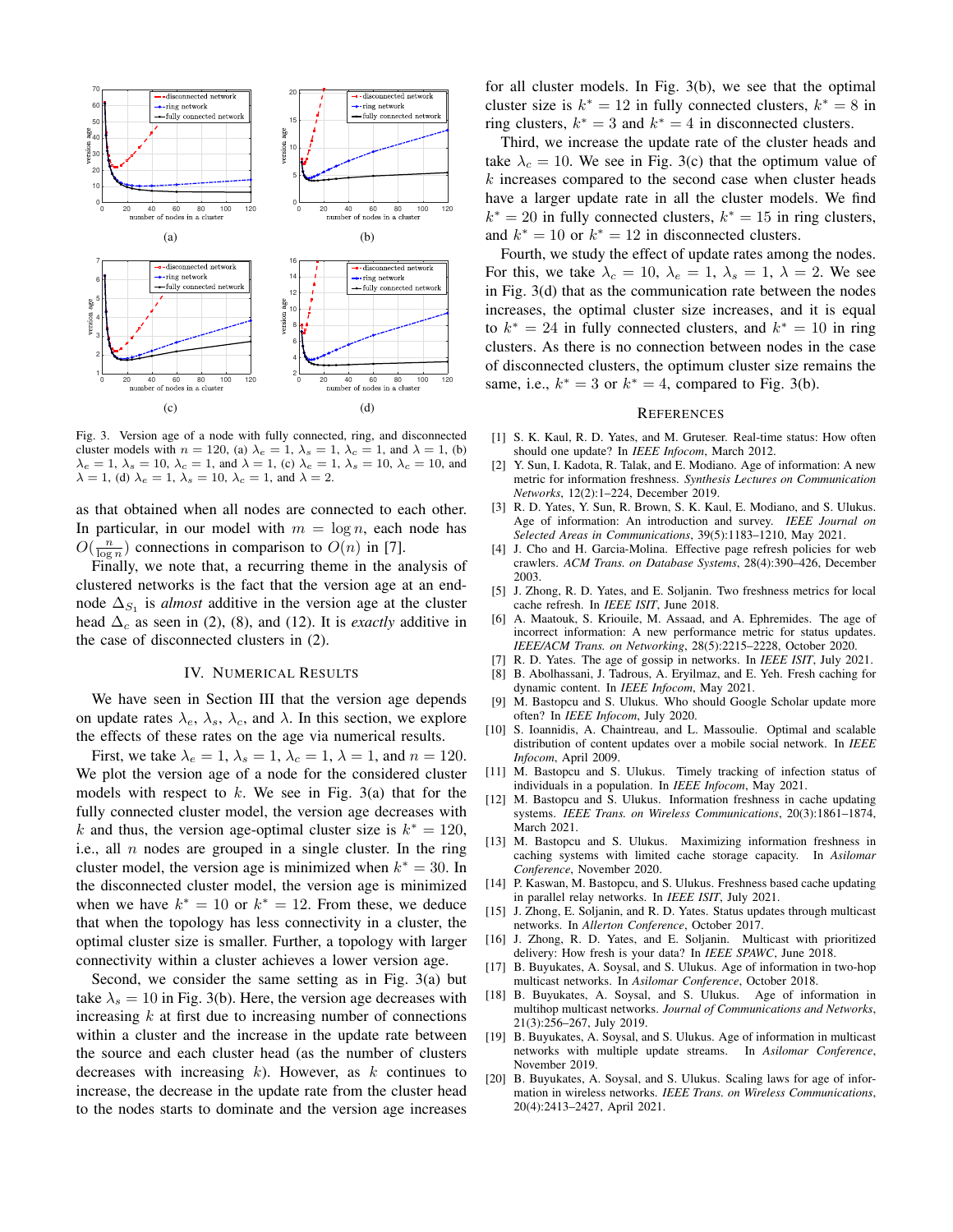(a)

(b)

(c)

(d)

Fig. 3. Version age of a node with fully connected, ring, and disconnected cluster models with $n = 120$, (a) $\lambda_e = 1$, $\lambda_s = 1$, $\lambda_c = 1$, and $\lambda = 1$, (b) $\lambda_e = 1$, $\lambda_s = 10$, $\lambda_c = 1$, and $\lambda = 1$, (c) $\lambda_e = 1$, $\lambda_s = 10$, $\lambda_c = 10$, and $\lambda = 1$, (d) $\lambda_e = 1$, $\lambda_s = 10$, $\lambda_c = 1$, and $\lambda = 2$.

as that obtained when all nodes are connected to each other. In particular, in our model with $m = \log n$, each node has $O(\frac{n}{\log n})$ connections in comparison to $O(n)$ in [7].

Finally, we note that, a recurring theme in the analysis of clustered networks is the fact that the version age at an end-node $\Delta_{S_1}$ is *almost* additive in the version age at the cluster head $\Delta_c$ as seen in (2), (8), and (12). It is *exactly* additive in the case of disconnected clusters in (2).

## IV. Numerical Results

We have seen in Section III that the version age depends on update rates $\lambda_e$, $\lambda_s$, $\lambda_c$, and $\lambda$. In this section, we explore the effects of these rates on the age via numerical results.

First, we take $\lambda_e = 1$, $\lambda_s = 1$, $\lambda_c = 1$, $\lambda = 1$, and $n = 120$. We plot the version age of a node for the considered cluster models with respect to $k$. We see in Fig. 3(a) that for the fully connected cluster model, the version age decreases with $k$ and thus, the version age-optimal cluster size is $k^* = 120$, i.e., all $n$ nodes are grouped in a single cluster. In the ring cluster model, the version age is minimized when $k^* = 30$. In the disconnected cluster model, the version age is minimized when we have $k^* = 10$ or $k^* = 12$. From these, we deduce that when the topology has less connectivity in a cluster, the optimal cluster size is smaller. Further, a topology with larger connectivity within a cluster achieves a lower version age.

Second, we consider the same setting as in Fig. 3(a) but take $\lambda_s = 10$ in Fig. 3(b). Here, the version age decreases with increasing $k$ at first due to increasing number of connections within a cluster and the increase in the update rate between the source and each cluster head (as the number of clusters decreases with increasing $k$). However, as $k$ continues to increase, the decrease in the update rate from the cluster head to the nodes starts to dominate and the version age increases for all cluster models. In Fig. 3(b), we see that the optimal cluster size is $k^* = 12$ in fully connected clusters, $k^* = 8$ in ring clusters, $k^* = 3$ and $k^* = 4$ in disconnected clusters.

Third, we increase the update rate of the cluster heads and take $\lambda_c = 10$. We see in Fig. 3(c) that the optimum value of $k$ increases compared to the second case when cluster heads have a larger update rate in all the cluster models. We find $k^* = 20$ in fully connected clusters, $k^* = 15$ in ring clusters, and $k^* = 10$ or $k^* = 12$ in disconnected clusters.

Fourth, we study the effect of update rates among the nodes. For this, we take $\lambda_c = 10$, $\lambda_e = 1$, $\lambda_s = 1$, $\lambda = 2$. We see in Fig. 3(d) that as the communication rate between the nodes increases, the optimal cluster size increases, and it is equal to $k^* = 24$ in fully connected clusters, and $k^* = 10$ in ring clusters. As there is no connection between nodes in the case of disconnected clusters, the optimum cluster size remains the same, i.e., $k^* = 3$ or $k^* = 4$, compared to Fig. 3(b).

## References

[1] S. K. Kaul, R. D. Yates, and M. Gruteser. Real-time status: How often should one update? In *IEEE Infocom*, March 2012.

[2] Y. Sun, I. Kadota, R. Talak, and E. Modiano. Age of information: A new metric for information freshness. *Synthesis Lectures on Communication Networks*, 12(2):1–224, December 2019.

[3] R. D. Yates, Y. Sun, D. R. Brown, S. K. Kaul, E. Modiano, and S. Ulukus. Age of information: An introduction and survey. *IEEE Journal on Selected Areas in Communications*, 39(5):1183–1210, May 2021.

[4] J. Cho and H. Garcia-Molina. Effective page refresh policies for web crawlers. *ACM Trans. on Database Systems*, 28(4):390–426, December 2003.

[5] J. Zhong, R. D. Yates, and E. Soljanin. Two freshness metrics for local cache refresh. In *IEEE ISIT*, June 2018.

[6] A. Maatouk, S. Kriouile, M. Assaad, and A. Ephremides. The age of incorrect information: A new performance metric for status updates. *IEEE/ACM Trans. on Networking*, 28(5):2215–2228, October 2020.

[7] R. D. Yates. The age of gossip in networks. In *IEEE ISIT*, July 2021.

[8] B. Abolhassani, J. Tadrous, A. Eryilmaz, and E. Yeh. Fresh caching for dynamic content. In *IEEE Infocom*, May 2021.

[9] M. Bastopcu and S. Ulukus. Who should Google Scholar update more often? In *IEEE Infocom*, July 2020.

[10] S. Ioannidis, A. Chaintreau, and L. Massoulie. Optimal and scalable distribution of content updates over a mobile social network. In *IEEE Infocom*, April 2009.

[11] M. Bastopcu and S. Ulukus. Timely tracking of infection status of individuals in a population. In *IEEE Infocom*, May 2021.

[12] M. Bastopcu and S. Ulukus. Information freshness in cache updating systems. *IEEE Trans. on Wireless Communications*, 20(3):1861–1874, March 2021.

[13] M. Bastopcu and S. Ulukus. Maximizing information freshness in caching systems with limited cache storage capacity. In *Asilomar Conference*, November 2020.

[14] P. Kaswan, M. Bastopcu, and S. Ulukus. Freshness based cache updating in parallel relay networks. In *IEEE ISIT*, July 2021.

[15] J. Zhong, E. Soljanin, and R. D. Yates. Status updates through multicast networks. In *Allerton Conference*, October 2017.

[16] J. Zhong, R. D. Yates, and E. Soljanin. Multicast with prioritized delivery: How fresh is your data? In *IEEE SPAWC*, June 2018.

[17] B. Buyukates, A. Soysal, and S. Ulukus. Age of information in two-hop multicast networks. In *Asilomar Conference*, October 2018.

[18] B. Buyukates, A. Soysal, and S. Ulukus. Age of information in multihop multicast networks. *Journal of Communications and Networks*, 21(3):256–267, July 2019.

[19] B. Buyukates, A. Soysal, and S. Ulukus. Age of information in multicast networks with multiple update streams. In *Asilomar Conference*, November 2019.

[20] B. Buyukates, A. Soysal, and S. Ulukus. Scaling laws for age of information in wireless networks. *IEEE Trans. on Wireless Communications*, 20(4):2413–2427, April 2021.